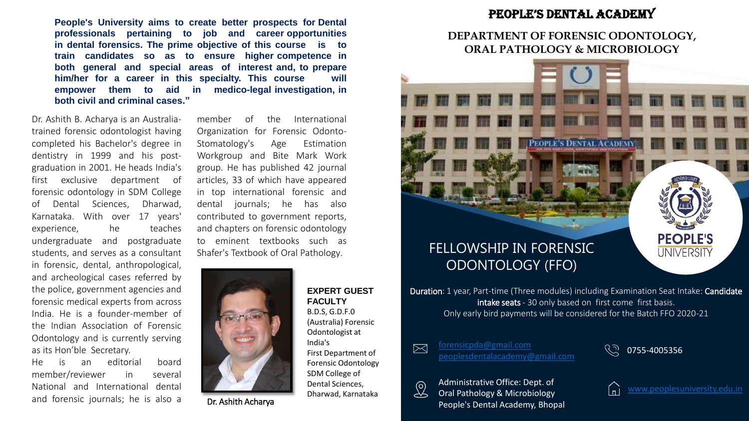**People's University aims to create better prospects for Dental professionals pertaining to job and career opportunities in dental forensics. The prime objective of this course is to train candidates so as to ensure higher competence in both general and special areas of interest and, to prepare him/her for a career in this specialty. This course will empower them to aid in medico-legal investigation, in both civil and criminal cases."**

Dr. Ashith B. Acharya is an Australia-trained forensic odontologist having completed his Bachelor's degree in dentistry in 1999 and his post-graduation in 2001. He heads India's first exclusive department of forensic odontology in SDM College of Dental Sciences, Dharwad, Karnataka. With over 17 years' experience, he teaches undergraduate and postgraduate students, and serves as a consultant in forensic, dental, anthropological, and archeological cases referred by the police, government agencies and forensic medical experts from across India. He is a founder-member of the Indian Association of Forensic Odontology and is currently serving as its Hon'ble Secretary.

He is an editorial board member/reviewer in several National and International dental and forensic journals; he is also a member of the International Organization for Forensic Odonto-Stomatology's Age Estimation Workgroup and Bite Mark Work group. He has published 42 journal articles, 33 of which have appeared in top international forensic and dental journals; he has also contributed to government reports, and chapters on forensic odontology to eminent textbooks such as Shafer's Textbook of Oral Pathology.

Dr. Ashith Acharya

**EXPERT GUEST FACULTY**

B.D.S, G.D.F.O (Australia) Forensic Odontologist at India's First Department of Forensic Odontology SDM College of Dental Sciences, Dharwad, Karnataka

# PEOPLE'S DENTAL ACADEMY

## DEPARTMENT OF FORENSIC ODONTOLOGY, ORAL PATHOLOGY & MICROBIOLOGY

PEOPLE'S UNIVERSITY

# FELLOWSHIP IN FORENSIC ODONTOLOGY (FFO)

**Duration**: 1 year, Part-time (Three modules) including Examination Seat Intake: **Candidate intake seats** - 30 only based on first come first basis.
Only early bird payments will be considered for the Batch FFO 2020-21

forensicpda@gmail.com
peoplesdentalacademy@gmail.com

0755-4005356

Administrative Office: Dept. of Oral Pathology & Microbiology People's Dental Academy, Bhopal

www.peoplesuniversity.edu.in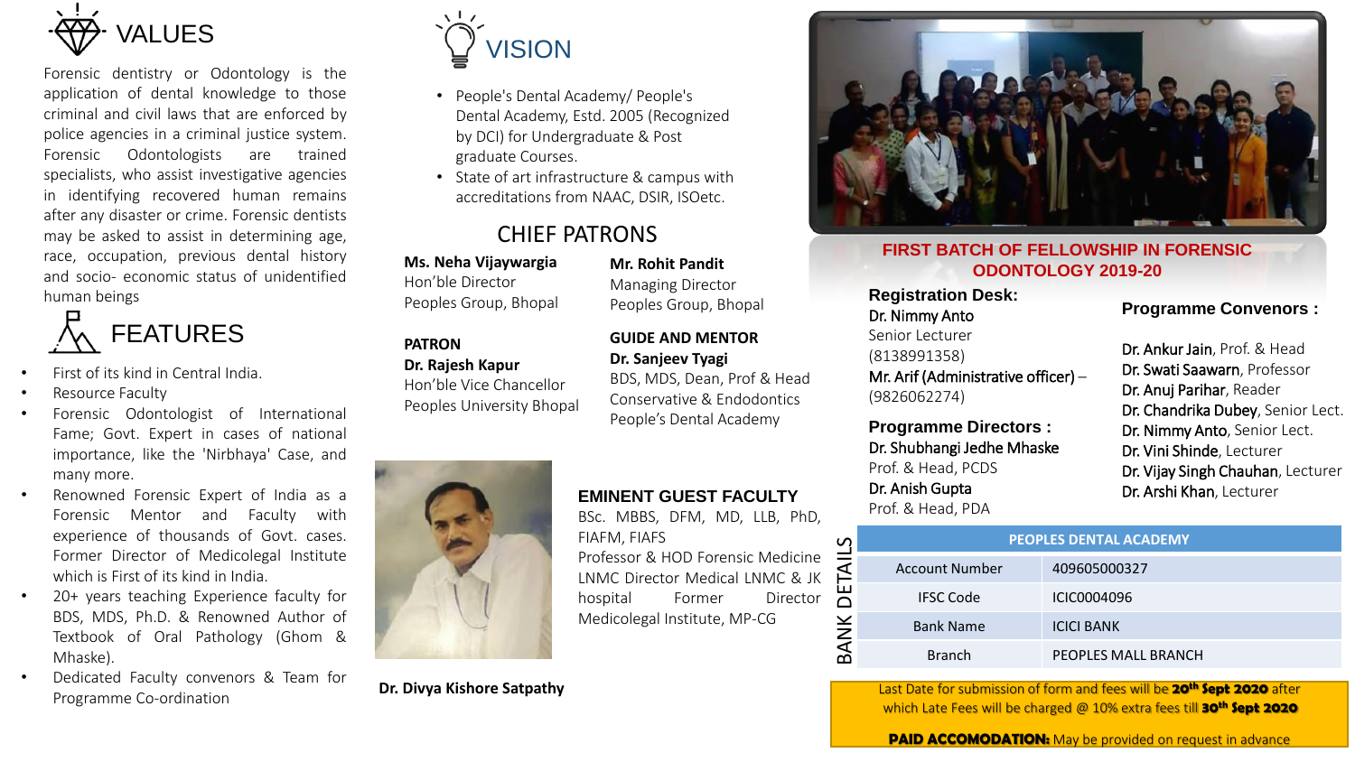# VALUES

Forensic dentistry or Odontology is the application of dental knowledge to those criminal and civil laws that are enforced by police agencies in a criminal justice system. Forensic Odontologists are trained specialists, who assist investigative agencies in identifying recovered human remains after any disaster or crime. Forensic dentists may be asked to assist in determining age, race, occupation, previous dental history and socio- economic status of unidentified human beings

# FEATURES

- First of its kind in Central India.
- Resource Faculty
- Forensic Odontologist of International Fame; Govt. Expert in cases of national importance, like the 'Nirbhaya' Case, and many more.
- Renowned Forensic Expert of India as a Forensic Mentor and Faculty with experience of thousands of Govt. cases. Former Director of Medicolegal Institute which is First of its kind in India.
- 20+ years teaching Experience faculty for BDS, MDS, Ph.D. & Renowned Author of Textbook of Oral Pathology (Ghom & Mhaske).
- Dedicated Faculty convenors & Team for Programme Co-ordination

# VISION

- People's Dental Academy/ People's Dental Academy, Estd. 2005 (Recognized by DCI) for Undergraduate & Post graduate Courses.
- State of art infrastructure & campus with accreditations from NAAC, DSIR, ISOetc.

## CHIEF PATRONS

**Ms. Neha Vijaywargia**
Hon'ble Director
Peoples Group, Bhopal

**Mr. Rohit Pandit**
Managing Director
Peoples Group, Bhopal

**PATRON**
**Dr. Rajesh Kapur**
Hon'ble Vice Chancellor
Peoples University Bhopal

**GUIDE AND MENTOR**
**Dr. Sanjeev Tyagi**
BDS, MDS, Dean, Prof & Head
Conservative & Endodontics
People's Dental Academy

**EMINENT GUEST FACULTY**
BSc. MBBS, DFM, MD, LLB, PhD, FIAFM, FIAFS
Professor & HOD Forensic Medicine LNMC Director Medical LNMC & JK hospital Former Director Medicolegal Institute, MP-CG

**Dr. Divya Kishore Satpathy**

**FIRST BATCH OF FELLOWSHIP IN FORENSIC ODONTOLOGY 2019-20**

**Registration Desk:**
Dr. Nimmy Anto
Senior Lecturer
(8138991358)
Mr. Arif (Administrative officer) – (9826062274)

**Programme Directors :**
Dr. Shubhangi Jedhe Mhaske
Prof. & Head, PCDS
Dr. Anish Gupta
Prof. & Head, PDA

**Programme Convenors :**
Dr. Ankur Jain, Prof. & Head
Dr. Swati Saawarn, Professor
Dr. Anuj Parihar, Reader
Dr. Chandrika Dubey, Senior Lect.
Dr. Nimmy Anto, Senior Lect.
Dr. Vini Shinde, Lecturer
Dr. Vijay Singh Chauhan, Lecturer
Dr. Arshi Khan, Lecturer

BANK DETAILS

| PEOPLES DENTAL ACADEMY | |
|---|---|
| Account Number | 409605000327 |
| IFSC Code | ICIC0004096 |
| Bank Name | ICICI BANK |
| Branch | PEOPLES MALL BRANCH |

Last Date for submission of form and fees will be **20th Sept 2020** after which Late Fees will be charged @ 10% extra fees till **30th Sept 2020**

**PAID ACCOMODATION:** May be provided on request in advance